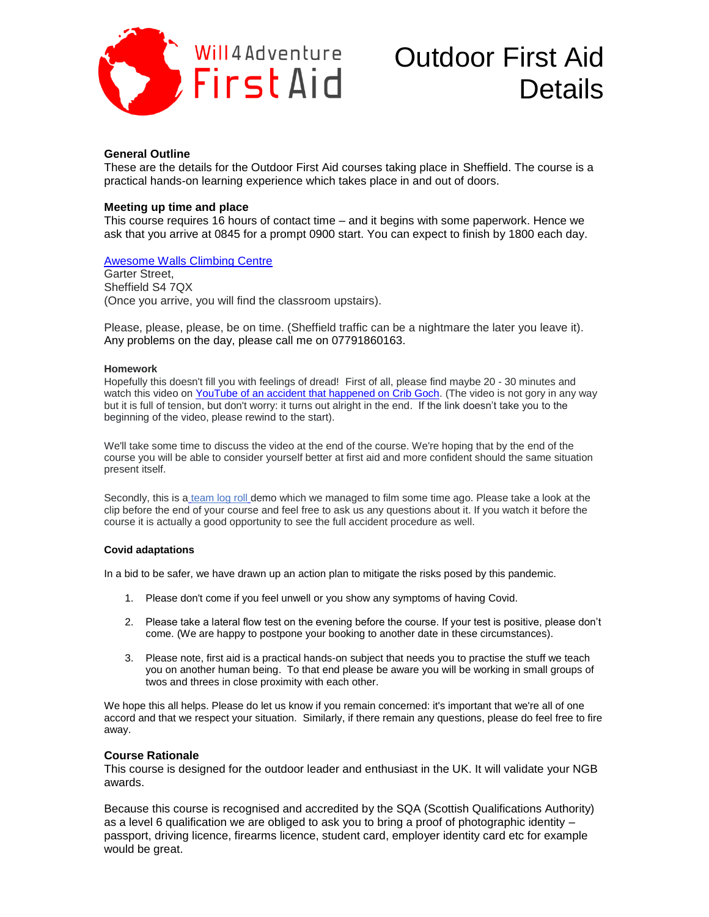Will 4 Adventure First Aid

# Outdoor First Aid Details

**General Outline**

These are the details for the Outdoor First Aid courses taking place in Sheffield. The course is a practical hands-on learning experience which takes place in and out of doors.

**Meeting up time and place**

This course requires 16 hours of contact time – and it begins with some paperwork. Hence we ask that you arrive at 0845 for a prompt 0900 start. You can expect to finish by 1800 each day.

Awesome Walls Climbing Centre
Garter Street,
Sheffield S4 7QX
(Once you arrive, you will find the classroom upstairs).

Please, please, please, be on time. (Sheffield traffic can be a nightmare the later you leave it). Any problems on the day, please call me on 07791860163.

**Homework**

Hopefully this doesn't fill you with feelings of dread! First of all, please find maybe 20 - 30 minutes and watch this video on YouTube of an accident that happened on Crib Goch. (The video is not gory in any way but it is full of tension, but don't worry: it turns out alright in the end. If the link doesn't take you to the beginning of the video, please rewind to the start).

We'll take some time to discuss the video at the end of the course. We're hoping that by the end of the course you will be able to consider yourself better at first aid and more confident should the same situation present itself.

Secondly, this is a team log roll demo which we managed to film some time ago. Please take a look at the clip before the end of your course and feel free to ask us any questions about it. If you watch it before the course it is actually a good opportunity to see the full accident procedure as well.

**Covid adaptations**

In a bid to be safer, we have drawn up an action plan to mitigate the risks posed by this pandemic.

1. Please don't come if you feel unwell or you show any symptoms of having Covid.
2. Please take a lateral flow test on the evening before the course. If your test is positive, please don't come. (We are happy to postpone your booking to another date in these circumstances).
3. Please note, first aid is a practical hands-on subject that needs you to practise the stuff we teach you on another human being. To that end please be aware you will be working in small groups of twos and threes in close proximity with each other.

We hope this all helps. Please do let us know if you remain concerned: it's important that we're all of one accord and that we respect your situation. Similarly, if there remain any questions, please do feel free to fire away.

**Course Rationale**

This course is designed for the outdoor leader and enthusiast in the UK. It will validate your NGB awards.

Because this course is recognised and accredited by the SQA (Scottish Qualifications Authority) as a level 6 qualification we are obliged to ask you to bring a proof of photographic identity – passport, driving licence, firearms licence, student card, employer identity card etc for example would be great.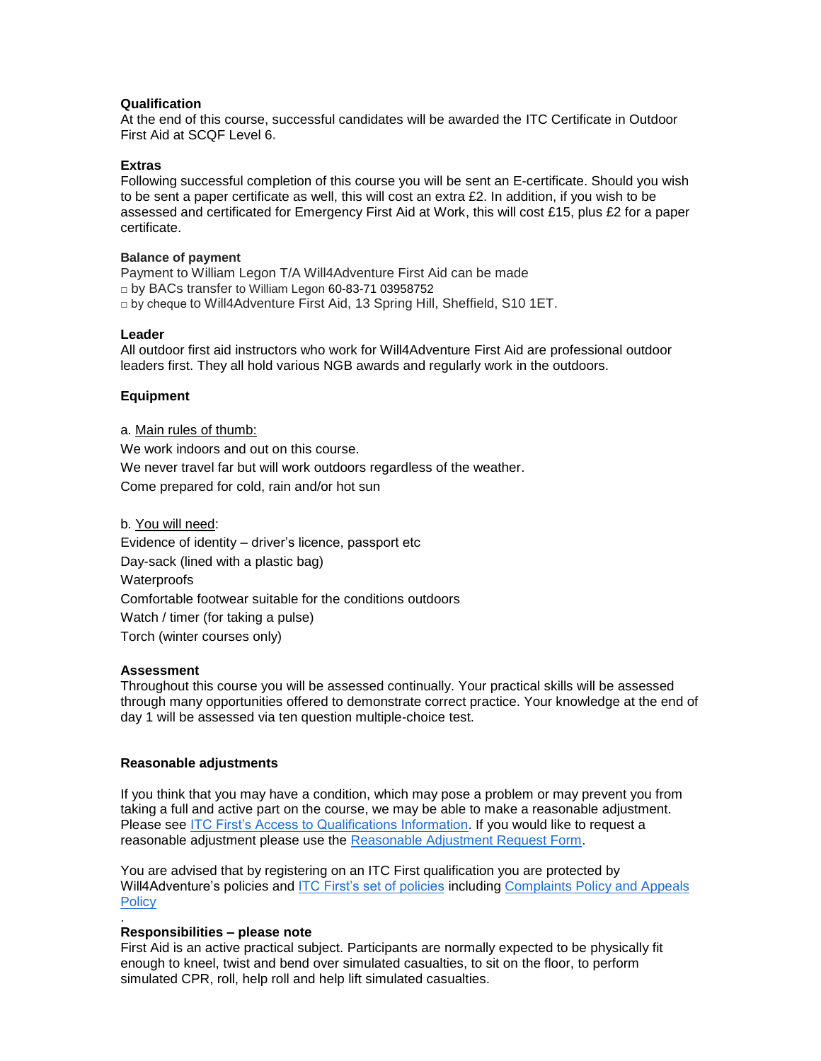**Qualification**
At the end of this course, successful candidates will be awarded the ITC Certificate in Outdoor First Aid at SCQF Level 6.

**Extras**
Following successful completion of this course you will be sent an E-certificate. Should you wish to be sent a paper certificate as well, this will cost an extra £2. In addition, if you wish to be assessed and certificated for Emergency First Aid at Work, this will cost £15, plus £2 for a paper certificate.

**Balance of payment**
Payment to William Legon T/A Will4Adventure First Aid can be made
□ by BACs transfer to William Legon 60-83-71 03958752
□ by cheque to Will4Adventure First Aid, 13 Spring Hill, Sheffield, S10 1ET.

**Leader**
All outdoor first aid instructors who work for Will4Adventure First Aid are professional outdoor leaders first. They all hold various NGB awards and regularly work in the outdoors.

**Equipment**

a. Main rules of thumb:
We work indoors and out on this course.
We never travel far but will work outdoors regardless of the weather.
Come prepared for cold, rain and/or hot sun

b. You will need:
Evidence of identity – driver's licence, passport etc
Day-sack (lined with a plastic bag)
Waterproofs
Comfortable footwear suitable for the conditions outdoors
Watch / timer (for taking a pulse)
Torch (winter courses only)

**Assessment**
Throughout this course you will be assessed continually. Your practical skills will be assessed through many opportunities offered to demonstrate correct practice. Your knowledge at the end of day 1 will be assessed via ten question multiple-choice test.

**Reasonable adjustments**

If you think that you may have a condition, which may pose a problem or may prevent you from taking a full and active part on the course, we may be able to make a reasonable adjustment. Please see ITC First's Access to Qualifications Information. If you would like to request a reasonable adjustment please use the Reasonable Adjustment Request Form.

You are advised that by registering on an ITC First qualification you are protected by Will4Adventure's policies and ITC First's set of policies including Complaints Policy and Appeals Policy
.

**Responsibilities – please note**
First Aid is an active practical subject. Participants are normally expected to be physically fit enough to kneel, twist and bend over simulated casualties, to sit on the floor, to perform simulated CPR, roll, help roll and help lift simulated casualties.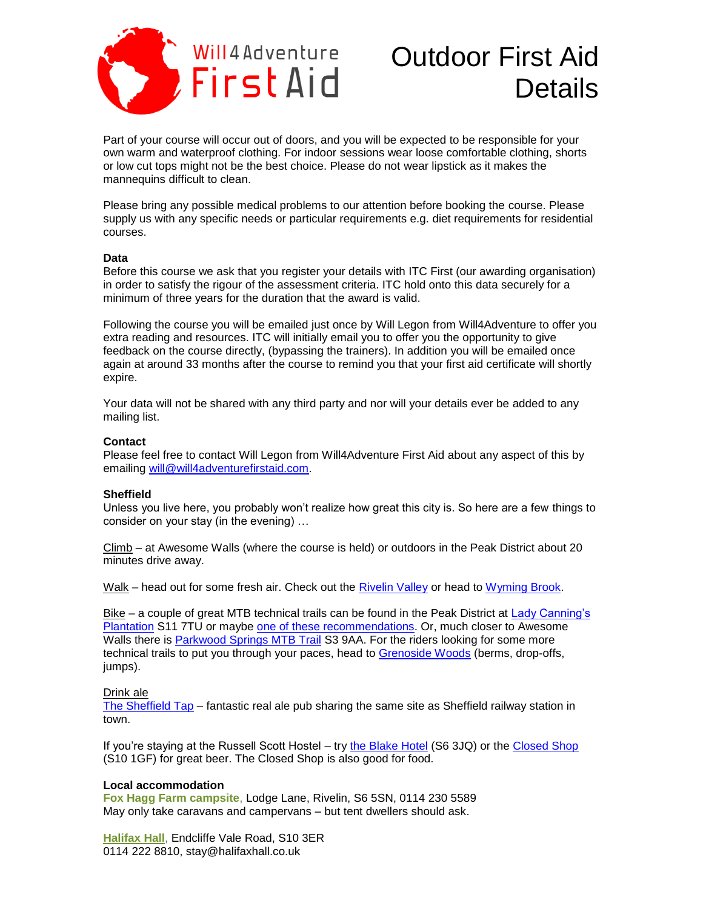Will4Adventure First Aid

# Outdoor First Aid Details

Part of your course will occur out of doors, and you will be expected to be responsible for your own warm and waterproof clothing. For indoor sessions wear loose comfortable clothing, shorts or low cut tops might not be the best choice. Please do not wear lipstick as it makes the mannequins difficult to clean.

Please bring any possible medical problems to our attention before booking the course. Please supply us with any specific needs or particular requirements e.g. diet requirements for residential courses.

**Data**

Before this course we ask that you register your details with ITC First (our awarding organisation) in order to satisfy the rigour of the assessment criteria. ITC hold onto this data securely for a minimum of three years for the duration that the award is valid.

Following the course you will be emailed just once by Will Legon from Will4Adventure to offer you extra reading and resources. ITC will initially email you to offer you the opportunity to give feedback on the course directly, (bypassing the trainers). In addition you will be emailed once again at around 33 months after the course to remind you that your first aid certificate will shortly expire.

Your data will not be shared with any third party and nor will your details ever be added to any mailing list.

**Contact**

Please feel free to contact Will Legon from Will4Adventure First Aid about any aspect of this by emailing will@will4adventurefirstaid.com.

**Sheffield**

Unless you live here, you probably won't realize how great this city is. So here are a few things to consider on your stay (in the evening) …

Climb – at Awesome Walls (where the course is held) or outdoors in the Peak District about 20 minutes drive away.

Walk – head out for some fresh air. Check out the Rivelin Valley or head to Wyming Brook.

Bike – a couple of great MTB technical trails can be found in the Peak District at Lady Canning's Plantation S11 7TU or maybe one of these recommendations. Or, much closer to Awesome Walls there is Parkwood Springs MTB Trail S3 9AA. For the riders looking for some more technical trails to put you through your paces, head to Grenoside Woods (berms, drop-offs, jumps).

Drink ale

The Sheffield Tap – fantastic real ale pub sharing the same site as Sheffield railway station in town.

If you're staying at the Russell Scott Hostel – try the Blake Hotel (S6 3JQ) or the Closed Shop (S10 1GF) for great beer. The Closed Shop is also good for food.

**Local accommodation**

**Fox Hagg Farm campsite**, Lodge Lane, Rivelin, S6 5SN, 0114 230 5589
May only take caravans and campervans – but tent dwellers should ask.

**Halifax Hall**, Endcliffe Vale Road, S10 3ER
0114 222 8810, stay@halifaxhall.co.uk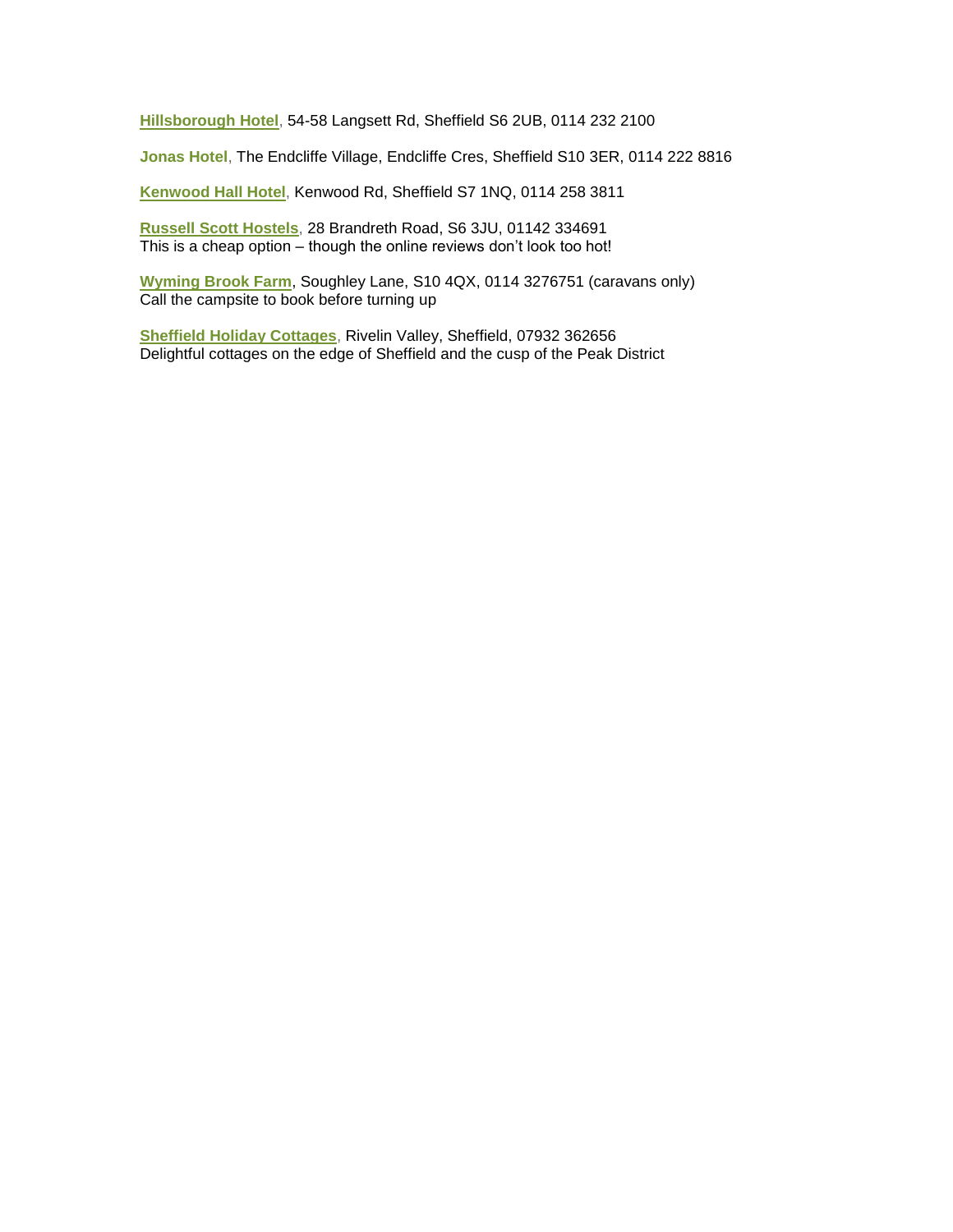**Hillsborough Hotel**, 54-58 Langsett Rd, Sheffield S6 2UB, 0114 232 2100

**Jonas Hotel**, The Endcliffe Village, Endcliffe Cres, Sheffield S10 3ER, 0114 222 8816

**Kenwood Hall Hotel**, Kenwood Rd, Sheffield S7 1NQ, 0114 258 3811

**Russell Scott Hostels**, 28 Brandreth Road, S6 3JU, 01142 334691
This is a cheap option – though the online reviews don't look too hot!

**Wyming Brook Farm**, Soughley Lane, S10 4QX, 0114 3276751 (caravans only)
Call the campsite to book before turning up

**Sheffield Holiday Cottages**, Rivelin Valley, Sheffield, 07932 362656
Delightful cottages on the edge of Sheffield and the cusp of the Peak District